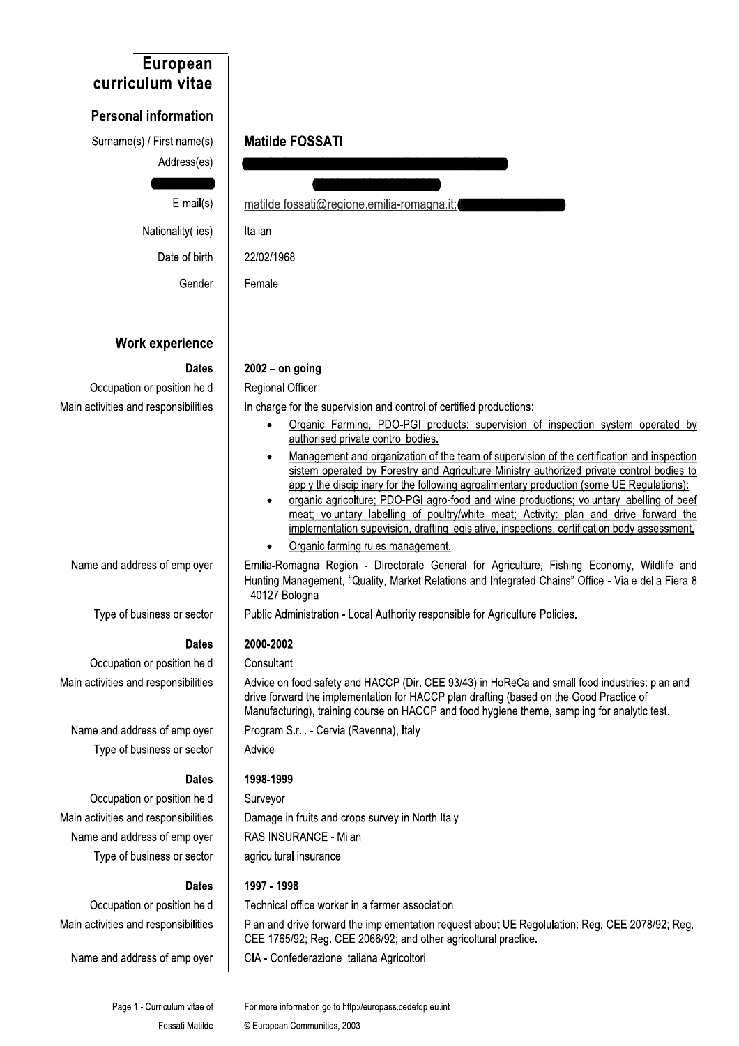# European curriculum vitae

## Personal information

| | |
|---|---|
| Surname(s) / First name(s) | **Matilde FOSSATI** |
| Address(es) | |
| | |
| E-mail(s) | matilde.fossati@regione.emilia-romagna.it; |
| Nationality(-ies) | Italian |
| Date of birth | 22/02/1968 |
| Gender | Female |

## Work experience

| | |
|---|---|
| **Dates** | **2002 – on going** |
| Occupation or position held | Regional Officer |
| Main activities and responsibilities | In charge for the supervision and control of certified productions: |

- Organic Farming, PDO-PGI products: supervision of inspection system operated by authorised private control bodies.
- Management and organization of the team of supervision of the certification and inspection sistem operated by Forestry and Agriculture Ministry authorized private control bodies to apply the disciplinary for the following agroalimentary production (some UE Regulations):
- organic agricolture; PDO-PGI agro-food and wine productions; voluntary labelling of beef meat; voluntary labelling of poultry/white meat; Activity: plan and drive forward the implementation supevision, drafting legislative, inspections, certification body assessment.
- Organic farming rules management.

| | |
|---|---|
| Name and address of employer | Emilia-Romagna Region - Directorate General for Agriculture, Fishing Economy, Wildlife and Hunting Management, "Quality, Market Relations and Integrated Chains" Office - Viale della Fiera 8 - 40127 Bologna |
| Type of business or sector | Public Administration - Local Authority responsible for Agriculture Policies. |
| **Dates** | **2000-2002** |
| Occupation or position held | Consultant |
| Main activities and responsibilities | Advice on food safety and HACCP (Dir. CEE 93/43) in HoReCa and small food industries: plan and drive forward the implementation for HACCP plan drafting (based on the Good Practice of Manufacturing), training course on HACCP and food hygiene theme, sampling for analytic test. |
| Name and address of employer | Program S.r.l. - Cervia (Ravenna), Italy |
| Type of business or sector | Advice |
| **Dates** | **1998-1999** |
| Occupation or position held | Surveyor |
| Main activities and responsibilities | Damage in fruits and crops survey in North Italy |
| Name and address of employer | RAS INSURANCE - Milan |
| Type of business or sector | agricultural insurance |
| **Dates** | **1997 - 1998** |
| Occupation or position held | Technical office worker in a farmer association |
| Main activities and responsibilities | Plan and drive forward the implementation request about UE Regolulation: Reg. CEE 2078/92; Reg. CEE 1765/92; Reg. CEE 2066/92; and other agricoltural practice. |
| Name and address of employer | CIA - Confederazione Italiana Agricoltori |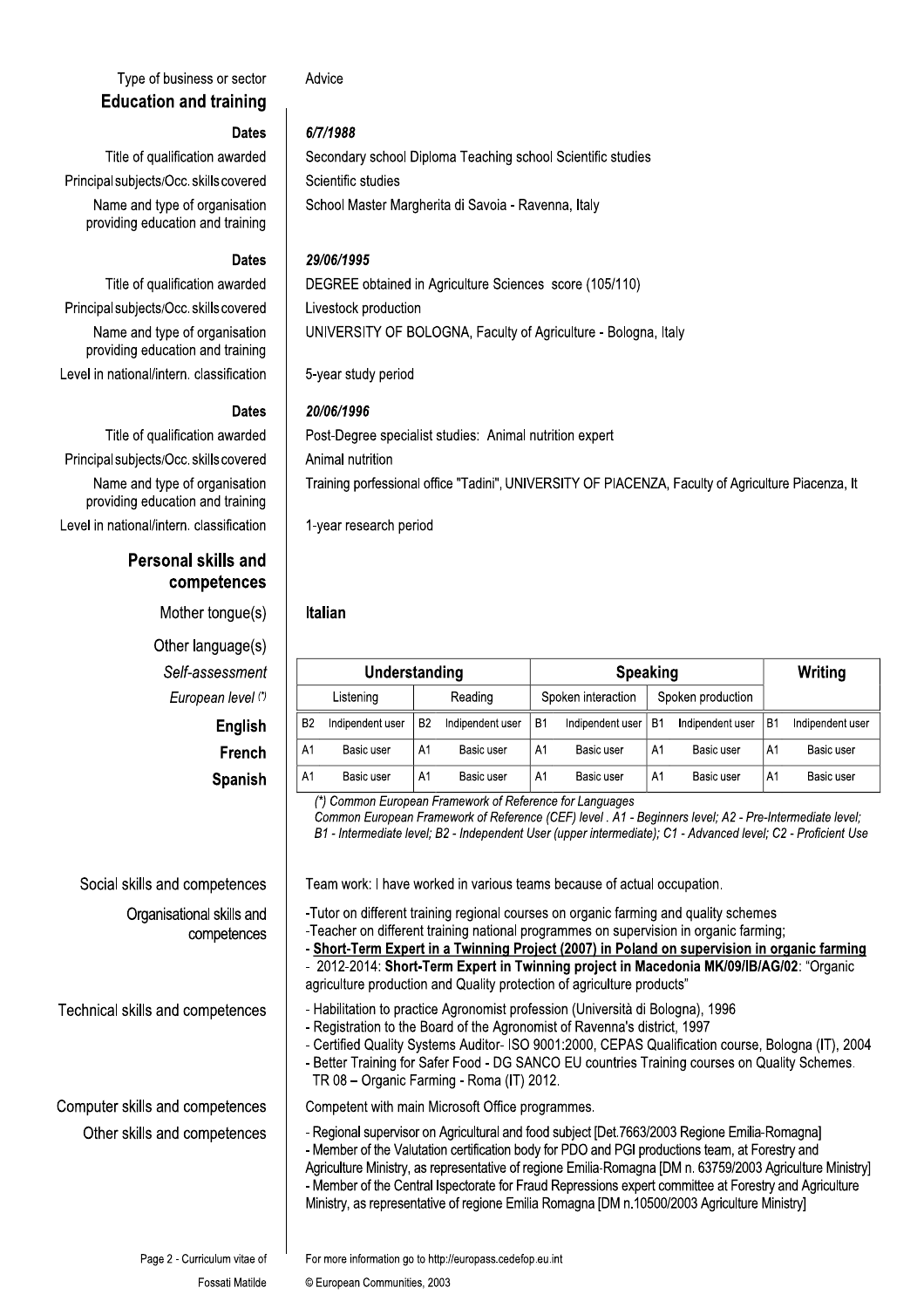Type of business or sector: Advice

## Education and training

**Dates**: *6/7/1988*

Title of qualification awarded: Secondary school Diploma Teaching school Scientific studies

Principal subjects/Occ. skills covered: Scientific studies

Name and type of organisation providing education and training: School Master Margherita di Savoia - Ravenna, Italy

**Dates**: *29/06/1995*

Title of qualification awarded: DEGREE obtained in Agriculture Sciences score (105/110)

Principal subjects/Occ. skills covered: Livestock production

Name and type of organisation providing education and training: UNIVERSITY OF BOLOGNA, Faculty of Agriculture - Bologna, Italy

Level in national/intern. classification: 5-year study period

**Dates**: *20/06/1996*

Title of qualification awarded: Post-Degree specialist studies: Animal nutrition expert

Principal subjects/Occ. skills covered: Animal nutrition

Name and type of organisation providing education and training: Training porfessional office "Tadini", UNIVERSITY OF PIACENZA, Faculty of Agriculture Piacenza, It

Level in national/intern. classification: 1-year research period

## Personal skills and competences

Mother tongue(s): **Italian**

Other language(s)

| *Self-assessment* | Understanding | | | | Speaking | | | | Writing | |
|---|---|---|---|---|---|---|---|---|---|---|
| *European level* (*) | Listening | | Reading | | Spoken interaction | | Spoken production | | | |
| **English** | B2 | Indipendent user | B2 | Indipendent user | B1 | Indipendent user | B1 | Indipendent user | B1 | Indipendent user |
| **French** | A1 | Basic user | A1 | Basic user | A1 | Basic user | A1 | Basic user | A1 | Basic user |
| **Spanish** | A1 | Basic user | A1 | Basic user | A1 | Basic user | A1 | Basic user | A1 | Basic user |

*(*) Common European Framework of Reference for Languages*
*Common European Framework of Reference (CEF) level . A1 - Beginners level; A2 - Pre-Intermediate level; B1 - Intermediate level; B2 - Independent User (upper intermediate); C1 - Advanced level; C2 - Proficient Use*

Social skills and competences: Team work: I have worked in various teams because of actual occupation.

Organisational skills and competences:
- -Tutor on different training regional courses on organic farming and quality schemes
- -Teacher on different training national programmes on supervision in organic farming;
- **Short-Term Expert in a Twinning Project (2007) in Poland on supervision in organic farming**
- 2012-2014: **Short-Term Expert in Twinning project in Macedonia MK/09/IB/AG/02**: "Organic agriculture production and Quality protection of agriculture products"

Technical skills and competences:
- Habilitation to practice Agronomist profession (Università di Bologna), 1996
- Registration to the Board of the Agronomist of Ravenna's district, 1997
- Certified Quality Systems Auditor- ISO 9001:2000, CEPAS Qualification course, Bologna (IT), 2004
- Better Training for Safer Food - DG SANCO EU countries Training courses on Quality Schemes. TR 08 – Organic Farming - Roma (IT) 2012.

Computer skills and competences: Competent with main Microsoft Office programmes.

Other skills and competences:
- Regional supervisor on Agricultural and food subject [Det.7663/2003 Regione Emilia-Romagna]
- Member of the Valutation certification body for PDO and PGI productions team, at Forestry and Agriculture Ministry, as representative of regione Emilia-Romagna [DM n. 63759/2003 Agriculture Ministry]
- Member of the Central Ispectorate for Fraud Repressions expert committee at Forestry and Agriculture Ministry, as representative of regione Emilia Romagna [DM n.10500/2003 Agriculture Ministry]